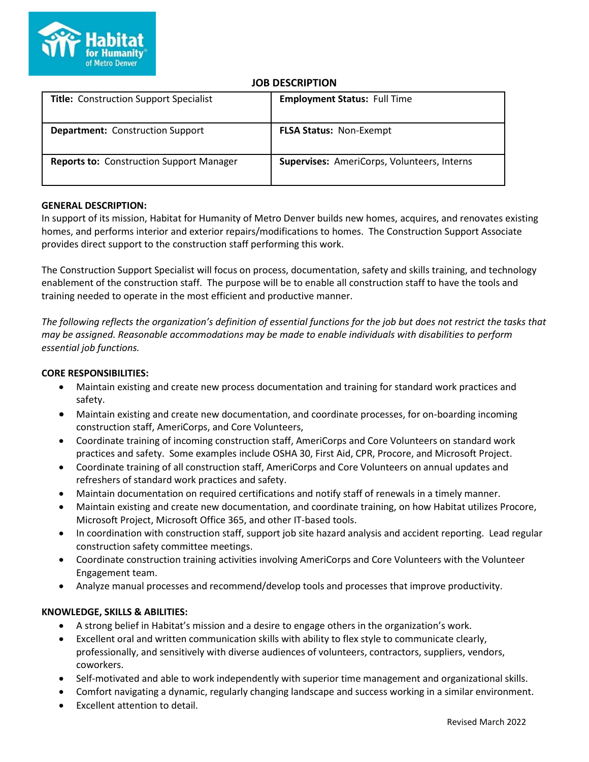Habitat for Humanity of Metro Denver

# JOB DESCRIPTION

| **Title:** Construction Support Specialist | **Employment Status:** Full Time |
|---|---|
| **Department:** Construction Support | **FLSA Status:** Non-Exempt |
| **Reports to:** Construction Support Manager | **Supervises:** AmeriCorps, Volunteers, Interns |

**GENERAL DESCRIPTION:**

In support of its mission, Habitat for Humanity of Metro Denver builds new homes, acquires, and renovates existing homes, and performs interior and exterior repairs/modifications to homes. The Construction Support Associate provides direct support to the construction staff performing this work.

The Construction Support Specialist will focus on process, documentation, safety and skills training, and technology enablement of the construction staff. The purpose will be to enable all construction staff to have the tools and training needed to operate in the most efficient and productive manner.

*The following reflects the organization's definition of essential functions for the job but does not restrict the tasks that may be assigned. Reasonable accommodations may be made to enable individuals with disabilities to perform essential job functions.*

**CORE RESPONSIBILITIES:**

- Maintain existing and create new process documentation and training for standard work practices and safety.
- Maintain existing and create new documentation, and coordinate processes, for on-boarding incoming construction staff, AmeriCorps, and Core Volunteers,
- Coordinate training of incoming construction staff, AmeriCorps and Core Volunteers on standard work practices and safety. Some examples include OSHA 30, First Aid, CPR, Procore, and Microsoft Project.
- Coordinate training of all construction staff, AmeriCorps and Core Volunteers on annual updates and refreshers of standard work practices and safety.
- Maintain documentation on required certifications and notify staff of renewals in a timely manner.
- Maintain existing and create new documentation, and coordinate training, on how Habitat utilizes Procore, Microsoft Project, Microsoft Office 365, and other IT-based tools.
- In coordination with construction staff, support job site hazard analysis and accident reporting. Lead regular construction safety committee meetings.
- Coordinate construction training activities involving AmeriCorps and Core Volunteers with the Volunteer Engagement team.
- Analyze manual processes and recommend/develop tools and processes that improve productivity.

**KNOWLEDGE, SKILLS & ABILITIES:**

- A strong belief in Habitat's mission and a desire to engage others in the organization's work.
- Excellent oral and written communication skills with ability to flex style to communicate clearly, professionally, and sensitively with diverse audiences of volunteers, contractors, suppliers, vendors, coworkers.
- Self-motivated and able to work independently with superior time management and organizational skills.
- Comfort navigating a dynamic, regularly changing landscape and success working in a similar environment.
- Excellent attention to detail.

Revised March 2022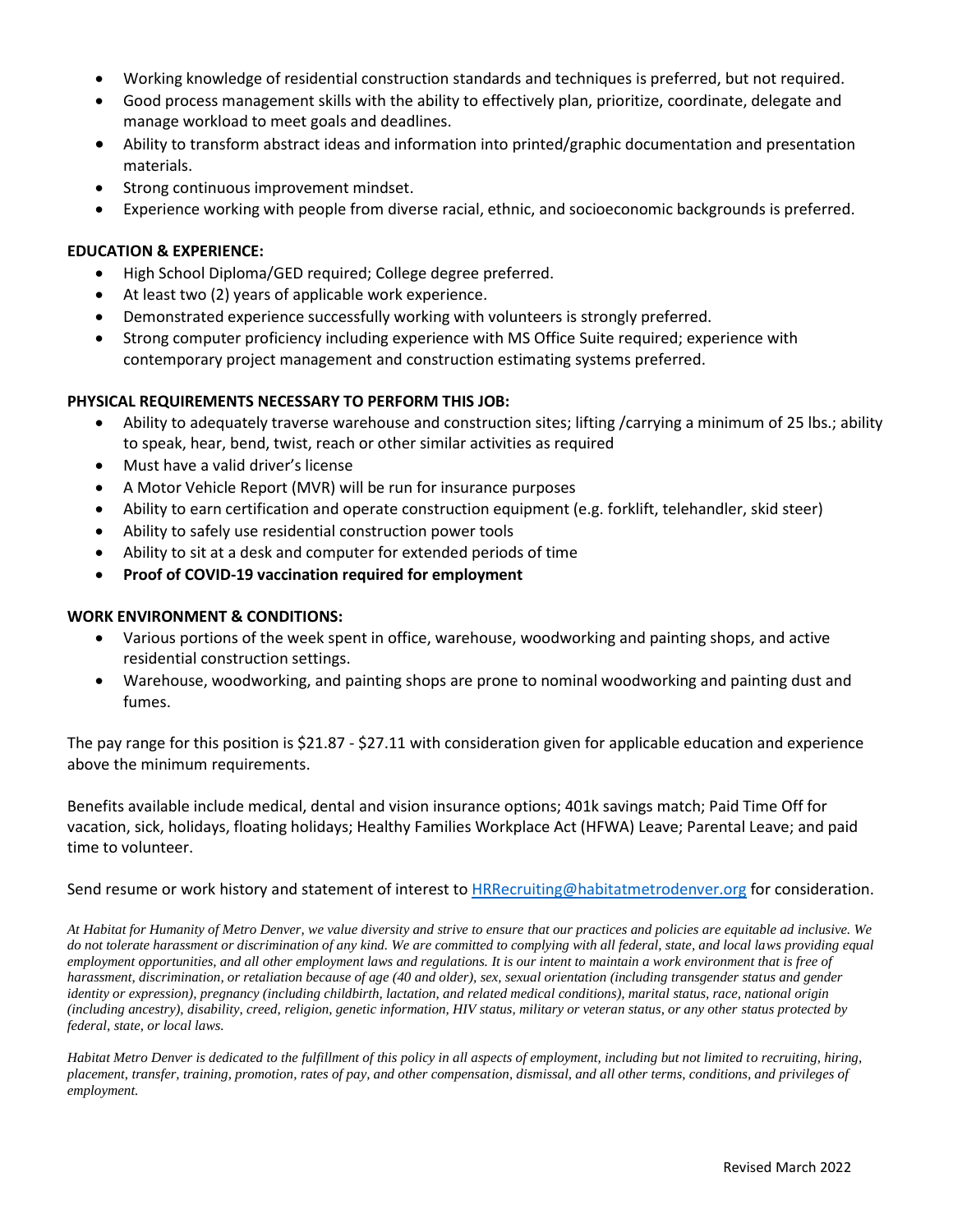- Working knowledge of residential construction standards and techniques is preferred, but not required.
- Good process management skills with the ability to effectively plan, prioritize, coordinate, delegate and manage workload to meet goals and deadlines.
- Ability to transform abstract ideas and information into printed/graphic documentation and presentation materials.
- Strong continuous improvement mindset.
- Experience working with people from diverse racial, ethnic, and socioeconomic backgrounds is preferred.

**EDUCATION & EXPERIENCE:**

- High School Diploma/GED required; College degree preferred.
- At least two (2) years of applicable work experience.
- Demonstrated experience successfully working with volunteers is strongly preferred.
- Strong computer proficiency including experience with MS Office Suite required; experience with contemporary project management and construction estimating systems preferred.

**PHYSICAL REQUIREMENTS NECESSARY TO PERFORM THIS JOB:**

- Ability to adequately traverse warehouse and construction sites; lifting /carrying a minimum of 25 lbs.; ability to speak, hear, bend, twist, reach or other similar activities as required
- Must have a valid driver's license
- A Motor Vehicle Report (MVR) will be run for insurance purposes
- Ability to earn certification and operate construction equipment (e.g. forklift, telehandler, skid steer)
- Ability to safely use residential construction power tools
- Ability to sit at a desk and computer for extended periods of time
- **Proof of COVID-19 vaccination required for employment**

**WORK ENVIRONMENT & CONDITIONS:**

- Various portions of the week spent in office, warehouse, woodworking and painting shops, and active residential construction settings.
- Warehouse, woodworking, and painting shops are prone to nominal woodworking and painting dust and fumes.

The pay range for this position is $21.87 - $27.11 with consideration given for applicable education and experience above the minimum requirements.

Benefits available include medical, dental and vision insurance options; 401k savings match; Paid Time Off for vacation, sick, holidays, floating holidays; Healthy Families Workplace Act (HFWA) Leave; Parental Leave; and paid time to volunteer.

Send resume or work history and statement of interest to [HRRecruiting@habitatmetrodenver.org](mailto:HRRecruiting@habitatmetrodenver.org) for consideration.

*At Habitat for Humanity of Metro Denver, we value diversity and strive to ensure that our practices and policies are equitable ad inclusive. We do not tolerate harassment or discrimination of any kind. We are committed to complying with all federal, state, and local laws providing equal employment opportunities, and all other employment laws and regulations. It is our intent to maintain a work environment that is free of harassment, discrimination, or retaliation because of age (40 and older), sex, sexual orientation (including transgender status and gender identity or expression), pregnancy (including childbirth, lactation, and related medical conditions), marital status, race, national origin (including ancestry), disability, creed, religion, genetic information, HIV status, military or veteran status, or any other status protected by federal, state, or local laws.*

*Habitat Metro Denver is dedicated to the fulfillment of this policy in all aspects of employment, including but not limited to recruiting, hiring, placement, transfer, training, promotion, rates of pay, and other compensation, dismissal, and all other terms, conditions, and privileges of employment.*

Revised March 2022